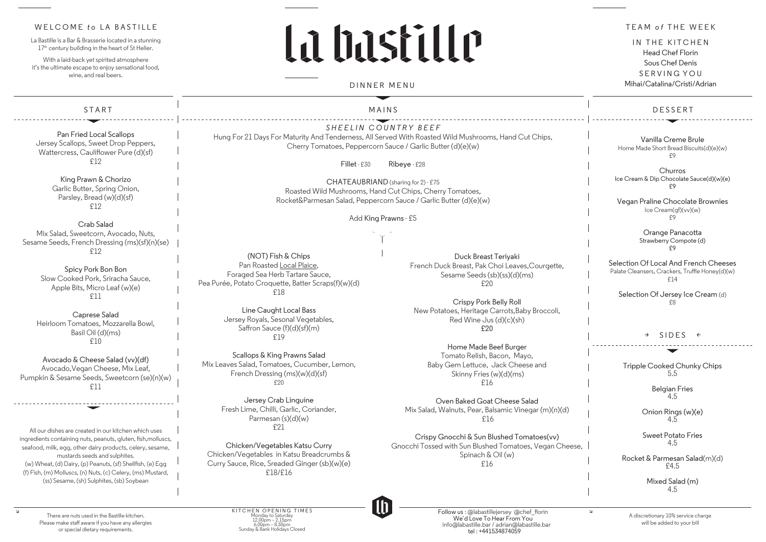# la bastille

## DINNER MENU

### WELCOME *to* LA BASTILLE

La Bastille is a Bar & Brasserie located in a stunning 17th century building in the heart of St Helier.

With a laid-back yet spirited atmosphere it's the ultimate escape to enjoy sensational food, wine, and real beers.

### TEAM *of* THE WEEK

IN THE KITCHEN

Head Chef Florin

Sous Chef Denis

SERVING YOU

Mihai/Catalina/Cristi/Adrian

## START

**Pan Fried Local Scallops**
Jersey Scallops, Sweet Drop Peppers, Wattercress, Cauliflower Pure (d)(sf)
£12

**King Prawn & Chorizo**
Garlic Butter, Spring Onion, Parsley, Bread (w)(d)(sf)
£12

**Crab Salad**
Mix Salad, Sweetcorn, Avocado, Nuts, Sesame Seeds, French Dressing (ms)(sf)(n)(se)
£12

**Spicy Pork Bon Bon**
Slow Cooked Pork, Sriracha Sauce, Apple Bits, Micro Leaf (w)(e)
£11

**Caprese Salad**
Heirloom Tomatoes, Mozzarella Bowl, Basil Oil (d)(ms)
£10

**Avocado & Cheese Salad (vv)(df)**
Avocado,Vegan Cheese, Mix Leaf, Pumpkin & Sesame Seeds, Sweetcorn (se)(n)(w)
£11

All our dishes are created in our kitchen which uses ingredients containing nuts, peanuts, gluten, fish,molluscs, seafood, milk, egg, other dairy products, celery, sesame, mustards seeds and sulphites.
(w) Wheat, (d) Dairy, (p) Peanuts, (sf) Shellfish, (e) Egg (f) Fish, (m) Molluscs, (n) Nuts, (c) Celery, (ms) Mustard, (ss) Sesame, (sh) Sulphites, (sb) Soybean

## MAINS

### *SHEELIN COUNTRY BEEF*

Hung For 21 Days For Maturity And Tenderness, All Served With Roasted Wild Mushrooms, Hand Cut Chips, Cherry Tomatoes, Peppercorn Sauce / Garlic Butter (d)(e)(w)

**Fillet** - £30 **Ribeye** - £28

**CHATEAUBRIAND** (sharing for 2) - £75
Roasted Wild Mushrooms, Hand Cut Chips, Cherry Tomatoes, Rocket&Parmesan Salad, Peppercorn Sauce / Garlic Butter (d)(e)(w)

Add **King Prawns** - £5

**(NOT) Fish & Chips**
Pan Roasted Local Plaice, Foraged Sea Herb Tartare Sauce, Pea Purée, Potato Croquette, Batter Scraps(f)(w)(d)
£18

**Line Caught Local Bass**
Jersey Royals, Sesonal Vegetables, Saffron Sauce (f)(d)(sf)(m)
£19

**Scallops & King Prawns Salad**
Mix Leaves Salad, Tomatoes, Cucumber, Lemon, French Dressing (ms)(w)(d)(sf)
£20

**Jersey Crab Linguine**
Fresh Lime, Chilli, Garlic, Coriander, Parmesan (s)(d)(w)
£21

**Chicken/Vegetables Katsu Curry**
Chicken/Vegetables in Katsu Breadcrumbs & Curry Sauce, Rice, Sreaded Ginger (sb)(w)(e)
£18/£16

**Duck Breast Teriyaki**
French Duck Breast, Pak Choi Leaves,Courgette, Sesame Seeds (sb)(ss)(d)(ms)
£20

**Crispy Pork Belly Roll**
New Potatoes, Heritage Carrots,Baby Broccoli, Red Wine Jus (d)(c)(sh)
£20

**Home Made Beef Burger**
Tomato Relish, Bacon, Mayo, Baby Gem Lettuce, Jack Cheese and Skinny Fries (w)(d)(ms)
£16

**Oven Baked Goat Cheese Salad**
Mix Salad, Walnuts, Pear, Balsamic Vinegar (m)(n)(d)
£16

**Crispy Gnocchi & Sun Blushed Tomatoes(vv)**
Gnocchi Tossed with Sun Blushed Tomatoes, Vegan Cheese, Spinach & Oil (w)
£16

## DESSERT

**Vanilla Creme Brule**
Home Made Short Bread Biscuits(d)(e)(w)
£9

**Churros**
Ice Cream & Dip Chocolate Sauce(d)(w)(e)
£9

**Vegan Praline Chocolate Brownies**
Ice Cream(gf)(vv)(w)
£9

**Orange Panacotta**
Strawberry Compote (d)
£9

**Selection Of Local And French Cheeses**
Palate Cleansers, Crackers, Truffle Honey(d)(w)
£14

**Selection Of Jersey Ice Cream** (d)
£8

## SIDES

Tripple Cooked Chunky Chips
5.5

Belgian Fries
4.5

Onion Rings (w)(e)
4.5

Sweet Potato Fries
4.5

Rocket & Parmesan Salad(m)(d)
£4.5

Mixed Salad (m)
4.5

There are nuts used in the Bastille kitchen. Please make staff aware if you have any allergies or special dietary requirements.

KITCHEN OPENING TIMES
Monday to Saturday
12.00pm – 2.15pm
6.00pm – 8.30pm
Sunday & Bank Holidays Closed

Follow us : @labastillejersey @chef_florin
We`d Love To Hear From You
info@labastille.bar / adrian@labastille.bar
tel : +441534874059

A discretionary 10% service charge will be added to your bill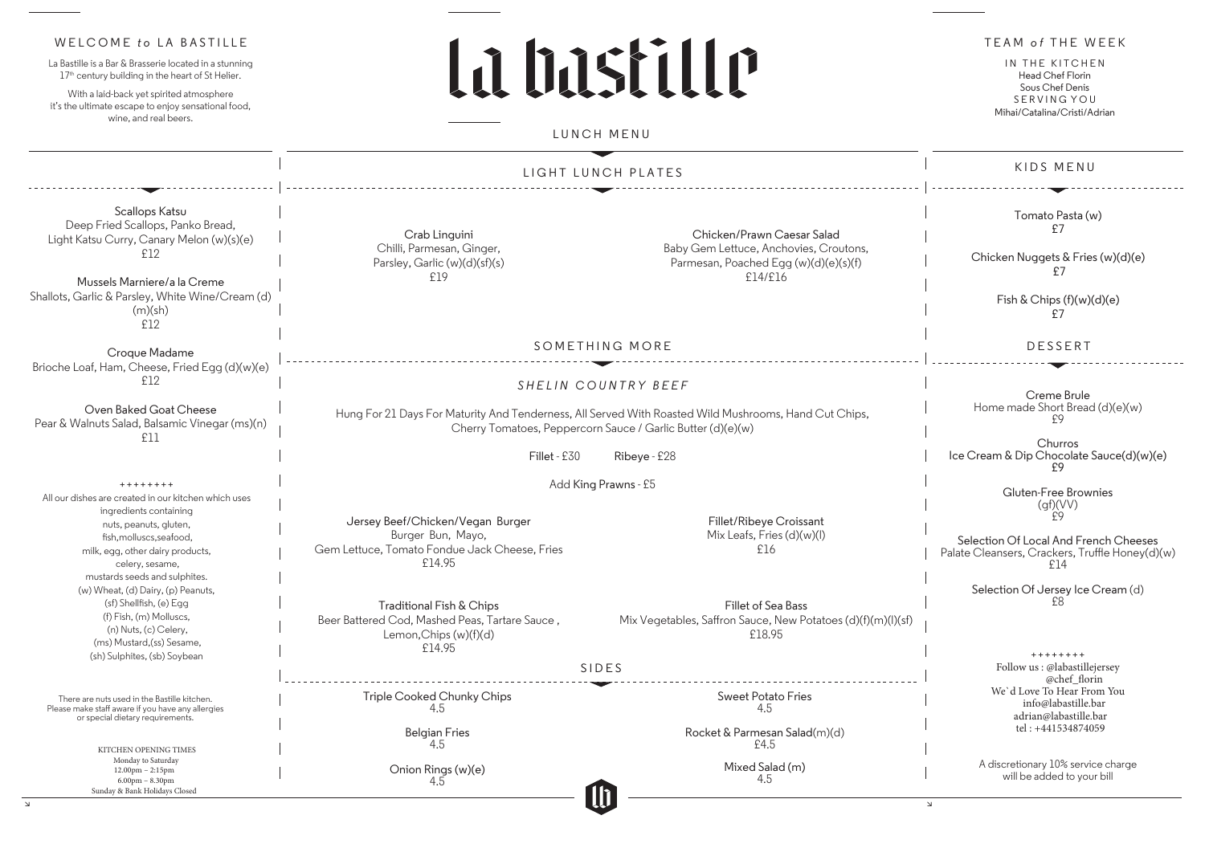## WELCOME *to* LA BASTILLE

La Bastille is a Bar & Brasserie located in a stunning 17th century building in the heart of St Helier.

With a laid-back yet spirited atmosphere it's the ultimate escape to enjoy sensational food, wine, and real beers.

# la bastille

LUNCH MENU

## TEAM *of* THE WEEK

IN THE KITCHEN
Head Chef Florin
Sous Chef Denis
SERVING YOU
Mihai/Catalina/Cristi/Adrian

Scallops Katsu
Deep Fried Scallops, Panko Bread, Light Katsu Curry, Canary Melon (w)(s)(e)
£12

Mussels Marniere/a la Creme
Shallots, Garlic & Parsley, White Wine/Cream (d)(m)(sh)
£12

Croque Madame
Brioche Loaf, Ham, Cheese, Fried Egg (d)(w)(e)
£12

Oven Baked Goat Cheese
Pear & Walnuts Salad, Balsamic Vinegar (ms)(n)
£11

++++++++

All our dishes are created in our kitchen which uses ingredients containing nuts, peanuts, gluten, fish,molluscs,seafood, milk, egg, other dairy products, celery, sesame, mustards seeds and sulphites.
(w) Wheat, (d) Dairy, (p) Peanuts, (sf) Shellfish, (e) Egg (f) Fish, (m) Molluscs, (n) Nuts, (c) Celery, (ms) Mustard,(ss) Sesame, (sh) Sulphites, (sb) Soybean

There are nuts used in the Bastille kitchen. Please make staff aware if you have any allergies or special dietary requirements.

KITCHEN OPENING TIMES
Monday to Saturday
12.00pm – 2:15pm
6.00pm – 8.30pm
Sunday & Bank Holidays Closed

## LIGHT LUNCH PLATES

Crab Linguini
Chilli, Parmesan, Ginger, Parsley, Garlic (w)(d)(sf)(s)
£19

Chicken/Prawn Caesar Salad
Baby Gem Lettuce, Anchovies, Croutons, Parmesan, Poached Egg (w)(d)(e)(s)(f)
£14/£16

## SOMETHING MORE

### *SHELIN COUNTRY BEEF*

Hung For 21 Days For Maturity And Tenderness, All Served With Roasted Wild Mushrooms, Hand Cut Chips, Cherry Tomatoes, Peppercorn Sauce / Garlic Butter (d)(e)(w)

Fillet - £30 Ribeye - £28

Add King Prawns - £5

Jersey Beef/Chicken/Vegan Burger
Burger Bun, Mayo, Gem Lettuce, Tomato Fondue Jack Cheese, Fries
£14.95

Fillet/Ribeye Croissant
Mix Leafs, Fries (d)(w)(l)
£16

Traditional Fish & Chips
Beer Battered Cod, Mashed Peas, Tartare Sauce , Lemon,Chips (w)(f)(d)
£14.95

Fillet of Sea Bass
Mix Vegetables, Saffron Sauce, New Potatoes (d)(f)(m)(l)(sf)
£18.95

## SIDES

Triple Cooked Chunky Chips
4.5

Sweet Potato Fries
4.5

Belgian Fries
4.5

Rocket & Parmesan Salad(m)(d)
£4.5

Onion Rings (w)(e)
4.5

Mixed Salad (m)
4.5

## KIDS MENU

Tomato Pasta (w)
£7

Chicken Nuggets & Fries (w)(d)(e)
£7

Fish & Chips (f)(w)(d)(e)
£7

## DESSERT

Creme Brule
Home made Short Bread (d)(e)(w)
£9

Churros
Ice Cream & Dip Chocolate Sauce(d)(w)(e)
£9

Gluten-Free Brownies
(gf)(VV)
£9

Selection Of Local And French Cheeses
Palate Cleansers, Crackers, Truffle Honey(d)(w)
£14

Selection Of Jersey Ice Cream (d)
£8

++++++++

Follow us : @labastillejersey
@chef_florin
We`d Love To Hear From You
info@labastille.bar
adrian@labastille.bar
tel : +441534874059

A discretionary 10% service charge will be added to your bill